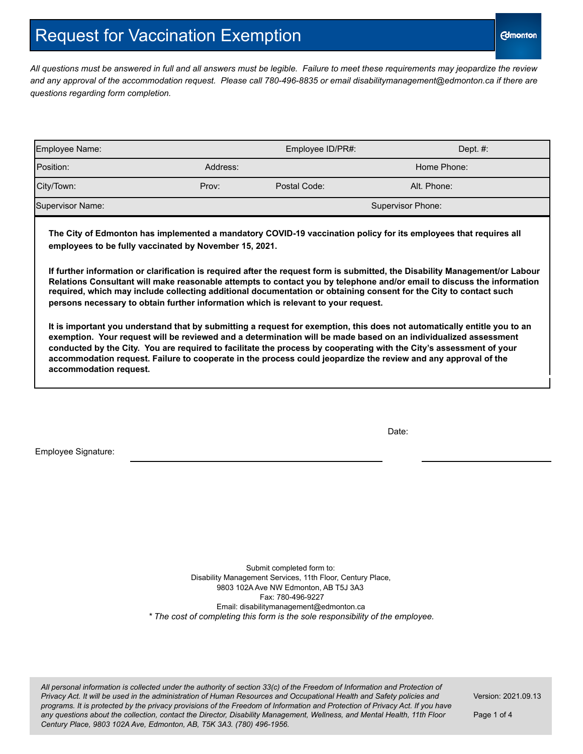# Request for Vaccination Exemption

Edmonton

*All questions must be answered in full and all answers must be legible. Failure to meet these requirements may jeopardize the review and any approval of the accommodation request. Please call 780-496-8835 or email disabilitymanagement@edmonton.ca if there are questions regarding form completion.*

| Employee Name: | | Employee ID/PR#: | Dept. #: |
|---|---|---|---|
| Position: | Address: | | Home Phone: |
| City/Town: | Prov: | Postal Code: | Alt. Phone: |
| Supervisor Name: | | Supervisor Phone: | |

**The City of Edmonton has implemented a mandatory COVID-19 vaccination policy for its employees that requires all employees to be fully vaccinated by November 15, 2021.**

**If further information or clarification is required after the request form is submitted, the Disability Management/or Labour Relations Consultant will make reasonable attempts to contact you by telephone and/or email to discuss the information required, which may include collecting additional documentation or obtaining consent for the City to contact such persons necessary to obtain further information which is relevant to your request.**

**It is important you understand that by submitting a request for exemption, this does not automatically entitle you to an exemption. Your request will be reviewed and a determination will be made based on an individualized assessment conducted by the City. You are required to facilitate the process by cooperating with the City's assessment of your accommodation request. Failure to cooperate in the process could jeopardize the review and any approval of the accommodation request.**

Employee Signature: ______________________________ Date: ________________

Submit completed form to:
Disability Management Services, 11th Floor, Century Place,
9803 102A Ave NW Edmonton, AB T5J 3A3
Fax: 780-496-9227
Email: disabilitymanagement@edmonton.ca

*\* The cost of completing this form is the sole responsibility of the employee.*

*All personal information is collected under the authority of section 33(c) of the Freedom of Information and Protection of Privacy Act. It will be used in the administration of Human Resources and Occupational Health and Safety policies and programs. It is protected by the privacy provisions of the Freedom of Information and Protection of Privacy Act. If you have any questions about the collection, contact the Director, Disability Management, Wellness, and Mental Health, 11th Floor Century Place, 9803 102A Ave, Edmonton, AB, T5K 3A3. (780) 496-1956.*

Version: 2021.09.13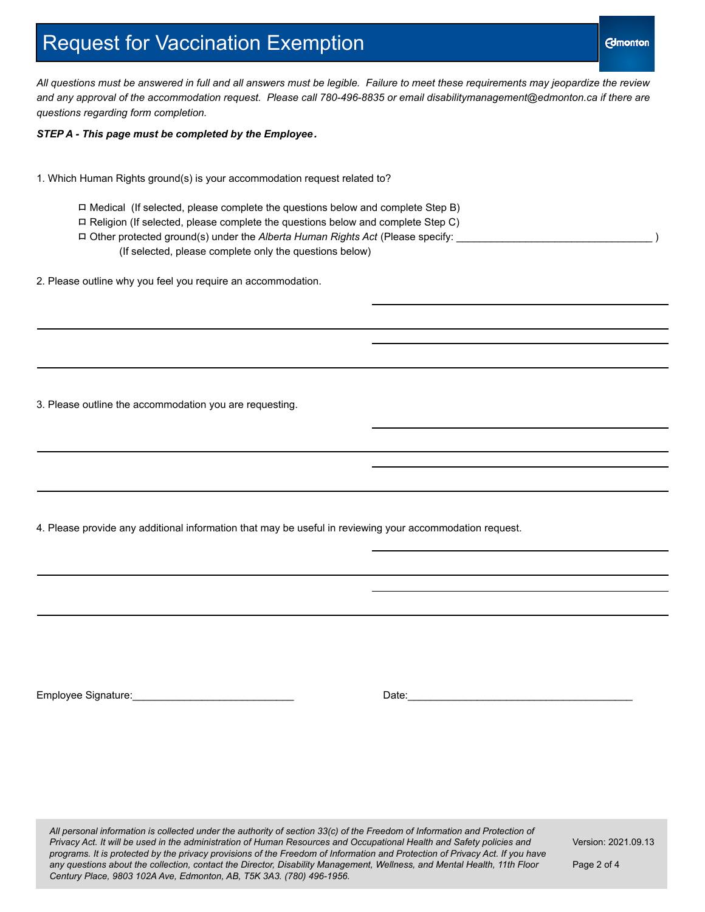# Request for Vaccination Exemption

*All questions must be answered in full and all answers must be legible. Failure to meet these requirements may jeopardize the review and any approval of the accommodation request. Please call 780-496-8835 or email disabilitymanagement@edmonton.ca if there are questions regarding form completion.*

***STEP A - This page must be completed by the Employee.***

1. Which Human Rights ground(s) is your accommodation request related to?

   - ☐ Medical (If selected, please complete the questions below and complete Step B)
   - ☐ Religion (If selected, please complete the questions below and complete Step C)
   - ☐ Other protected ground(s) under the *Alberta Human Rights Act* (Please specify: ________________________________ )
     (If selected, please complete only the questions below)

2. Please outline why you feel you require an accommodation.

________________________________________

________________________________________

________________________________________

________________________________________

3. Please outline the accommodation you are requesting.

________________________________________

________________________________________

________________________________________

________________________________________

4. Please provide any additional information that may be useful in reviewing your accommodation request.

________________________________________

________________________________________

________________________________________

________________________________________

Employee Signature:____________________________ Date:________________________________________

*All personal information is collected under the authority of section 33(c) of the Freedom of Information and Protection of Privacy Act. It will be used in the administration of Human Resources and Occupational Health and Safety policies and programs. It is protected by the privacy provisions of the Freedom of Information and Protection of Privacy Act. If you have any questions about the collection, contact the Director, Disability Management, Wellness, and Mental Health, 11th Floor Century Place, 9803 102A Ave, Edmonton, AB, T5K 3A3. (780) 496-1956.*

Version: 2021.09.13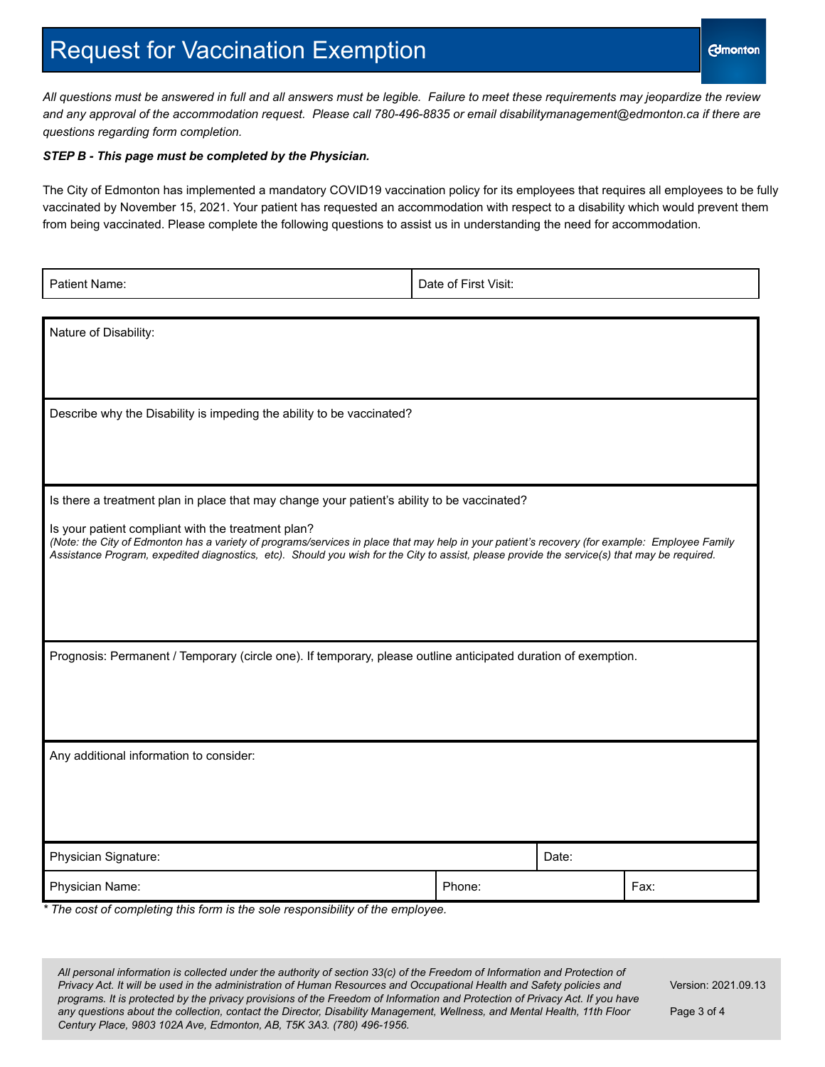# Request for Vaccination Exemption

Edmonton

*All questions must be answered in full and all answers must be legible. Failure to meet these requirements may jeopardize the review and any approval of the accommodation request. Please call 780-496-8835 or email disabilitymanagement@edmonton.ca if there are questions regarding form completion.*

***STEP B - This page must be completed by the Physician.***

The City of Edmonton has implemented a mandatory COVID19 vaccination policy for its employees that requires all employees to be fully vaccinated by November 15, 2021. Your patient has requested an accommodation with respect to a disability which would prevent them from being vaccinated. Please complete the following questions to assist us in understanding the need for accommodation.

| Patient Name: | Date of First Visit: |
|---|---|

Nature of Disability:

Describe why the Disability is impeding the ability to be vaccinated?

Is there a treatment plan in place that may change your patient's ability to be vaccinated?

Is your patient compliant with the treatment plan?
*(Note: the City of Edmonton has a variety of programs/services in place that may help in your patient's recovery (for example: Employee Family Assistance Program, expedited diagnostics, etc). Should you wish for the City to assist, please provide the service(s) that may be required.*

Prognosis: Permanent / Temporary (circle one). If temporary, please outline anticipated duration of exemption.

Any additional information to consider:

| Physician Signature: | | Date: |
|---|---|---|
| Physician Name: | Phone: | Fax: |

*\* The cost of completing this form is the sole responsibility of the employee.*

*All personal information is collected under the authority of section 33(c) of the Freedom of Information and Protection of Privacy Act. It will be used in the administration of Human Resources and Occupational Health and Safety policies and programs. It is protected by the privacy provisions of the Freedom of Information and Protection of Privacy Act. If you have any questions about the collection, contact the Director, Disability Management, Wellness, and Mental Health, 11th Floor Century Place, 9803 102A Ave, Edmonton, AB, T5K 3A3. (780) 496-1956.*

Version: 2021.09.13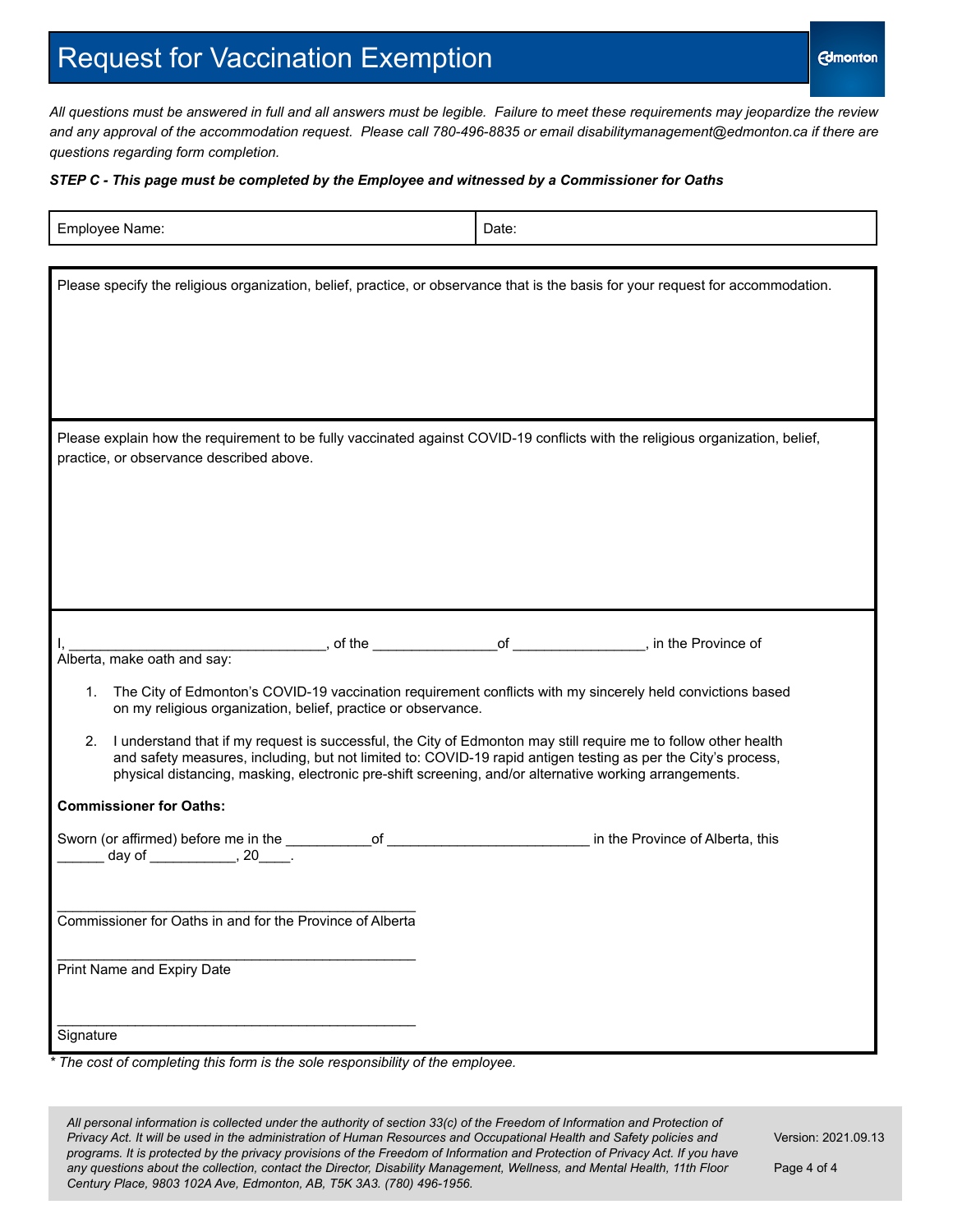# Request for Vaccination Exemption

*All questions must be answered in full and all answers must be legible. Failure to meet these requirements may jeopardize the review and any approval of the accommodation request. Please call 780-496-8835 or email disabilitymanagement@edmonton.ca if there are questions regarding form completion.*

***STEP C - This page must be completed by the Employee and witnessed by a Commissioner for Oaths***

| | |
|---|---|
| Employee Name: | Date: |

Please specify the religious organization, belief, practice, or observance that is the basis for your request for accommodation.

Please explain how the requirement to be fully vaccinated against COVID-19 conflicts with the religious organization, belief, practice, or observance described above.

I, ________________________________, of the _______________of ________________, in the Province of Alberta, make oath and say:

1. The City of Edmonton's COVID-19 vaccination requirement conflicts with my sincerely held convictions based on my religious organization, belief, practice or observance.
2. I understand that if my request is successful, the City of Edmonton may still require me to follow other health and safety measures, including, but not limited to: COVID-19 rapid antigen testing as per the City's process, physical distancing, masking, electronic pre-shift screening, and/or alternative working arrangements.

**Commissioner for Oaths:**

Sworn (or affirmed) before me in the ___________of _________________________ in the Province of Alberta, this ______ day of ___________, 20____.

_______________________________________________
Commissioner for Oaths in and for the Province of Alberta

_______________________________________________
Print Name and Expiry Date

_______________________________________________
Signature

*\* The cost of completing this form is the sole responsibility of the employee.*

*All personal information is collected under the authority of section 33(c) of the Freedom of Information and Protection of Privacy Act. It will be used in the administration of Human Resources and Occupational Health and Safety policies and programs. It is protected by the privacy provisions of the Freedom of Information and Protection of Privacy Act. If you have any questions about the collection, contact the Director, Disability Management, Wellness, and Mental Health, 11th Floor Century Place, 9803 102A Ave, Edmonton, AB, T5K 3A3. (780) 496-1956.*

Version: 2021.09.13